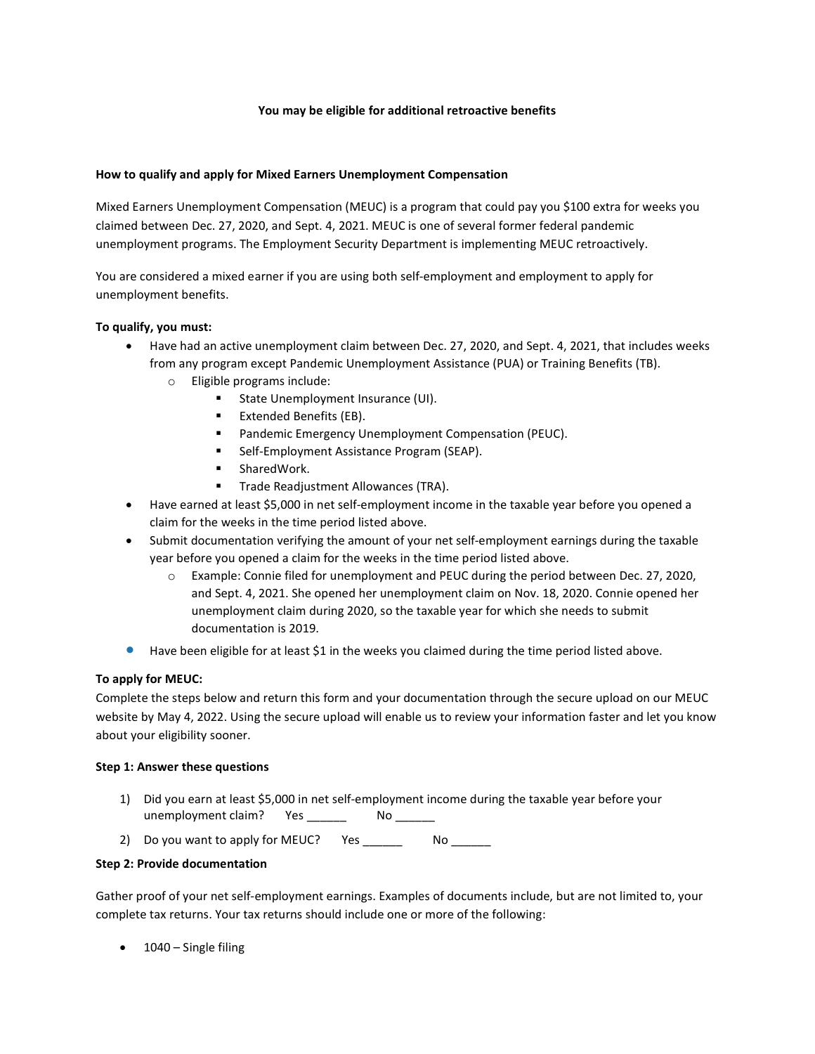**You may be eligible for additional retroactive benefits**

**How to qualify and apply for Mixed Earners Unemployment Compensation**

Mixed Earners Unemployment Compensation (MEUC) is a program that could pay you $100 extra for weeks you claimed between Dec. 27, 2020, and Sept. 4, 2021. MEUC is one of several former federal pandemic unemployment programs. The Employment Security Department is implementing MEUC retroactively.

You are considered a mixed earner if you are using both self-employment and employment to apply for unemployment benefits.

**To qualify, you must:**

- Have had an active unemployment claim between Dec. 27, 2020, and Sept. 4, 2021, that includes weeks from any program except Pandemic Unemployment Assistance (PUA) or Training Benefits (TB).
  - Eligible programs include:
    - State Unemployment Insurance (UI).
    - Extended Benefits (EB).
    - Pandemic Emergency Unemployment Compensation (PEUC).
    - Self-Employment Assistance Program (SEAP).
    - SharedWork.
    - Trade Readjustment Allowances (TRA).
- Have earned at least $5,000 in net self-employment income in the taxable year before you opened a claim for the weeks in the time period listed above.
- Submit documentation verifying the amount of your net self-employment earnings during the taxable year before you opened a claim for the weeks in the time period listed above.
  - Example: Connie filed for unemployment and PEUC during the period between Dec. 27, 2020, and Sept. 4, 2021. She opened her unemployment claim on Nov. 18, 2020. Connie opened her unemployment claim during 2020, so the taxable year for which she needs to submit documentation is 2019.
- Have been eligible for at least $1 in the weeks you claimed during the time period listed above.

**To apply for MEUC:**

Complete the steps below and return this form and your documentation through the secure upload on our MEUC website by May 4, 2022. Using the secure upload will enable us to review your information faster and let you know about your eligibility sooner.

**Step 1: Answer these questions**

1) Did you earn at least $5,000 in net self-employment income during the taxable year before your unemployment claim? Yes ______ No ______
2) Do you want to apply for MEUC? Yes ______ No ______

**Step 2: Provide documentation**

Gather proof of your net self-employment earnings. Examples of documents include, but are not limited to, your complete tax returns. Your tax returns should include one or more of the following:

- 1040 – Single filing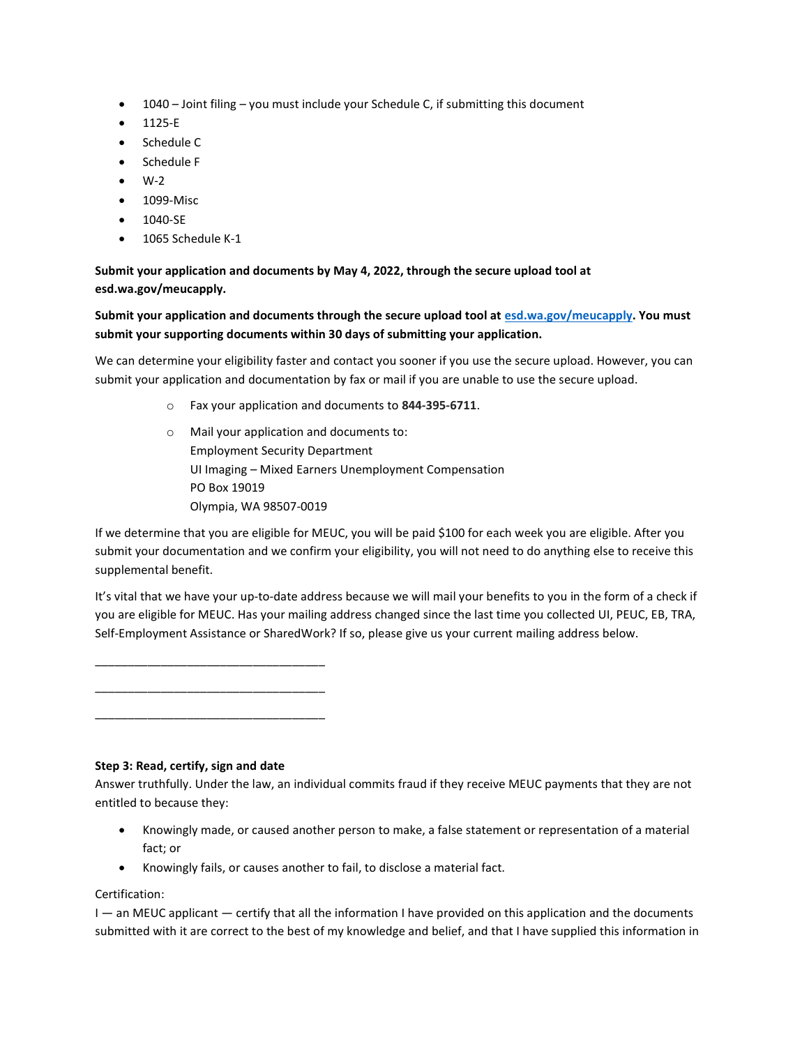- 1040 – Joint filing – you must include your Schedule C, if submitting this document
- 1125-E
- Schedule C
- Schedule F
- W-2
- 1099-Misc
- 1040-SE
- 1065 Schedule K-1

**Submit your application and documents by May 4, 2022, through the secure upload tool at esd.wa.gov/meucapply.**

**Submit your application and documents through the secure upload tool at [esd.wa.gov/meucapply](esd.wa.gov/meucapply). You must submit your supporting documents within 30 days of submitting your application.**

We can determine your eligibility faster and contact you sooner if you use the secure upload. However, you can submit your application and documentation by fax or mail if you are unable to use the secure upload.

- Fax your application and documents to **844-395-6711**.
- Mail your application and documents to:
  Employment Security Department
  UI Imaging – Mixed Earners Unemployment Compensation
  PO Box 19019
  Olympia, WA 98507-0019

If we determine that you are eligible for MEUC, you will be paid $100 for each week you are eligible. After you submit your documentation and we confirm your eligibility, you will not need to do anything else to receive this supplemental benefit.

It's vital that we have your up-to-date address because we will mail your benefits to you in the form of a check if you are eligible for MEUC. Has your mailing address changed since the last time you collected UI, PEUC, EB, TRA, Self-Employment Assistance or SharedWork? If so, please give us your current mailing address below.

\_\_\_\_\_\_\_\_\_\_\_\_\_\_\_\_\_\_\_\_\_\_\_\_\_\_\_\_\_\_\_\_\_\_\_\_

\_\_\_\_\_\_\_\_\_\_\_\_\_\_\_\_\_\_\_\_\_\_\_\_\_\_\_\_\_\_\_\_\_\_\_\_

\_\_\_\_\_\_\_\_\_\_\_\_\_\_\_\_\_\_\_\_\_\_\_\_\_\_\_\_\_\_\_\_\_\_\_\_

**Step 3: Read, certify, sign and date**

Answer truthfully. Under the law, an individual commits fraud if they receive MEUC payments that they are not entitled to because they:

- Knowingly made, or caused another person to make, a false statement or representation of a material fact; or
- Knowingly fails, or causes another to fail, to disclose a material fact.

Certification:
I — an MEUC applicant — certify that all the information I have provided on this application and the documents submitted with it are correct to the best of my knowledge and belief, and that I have supplied this information in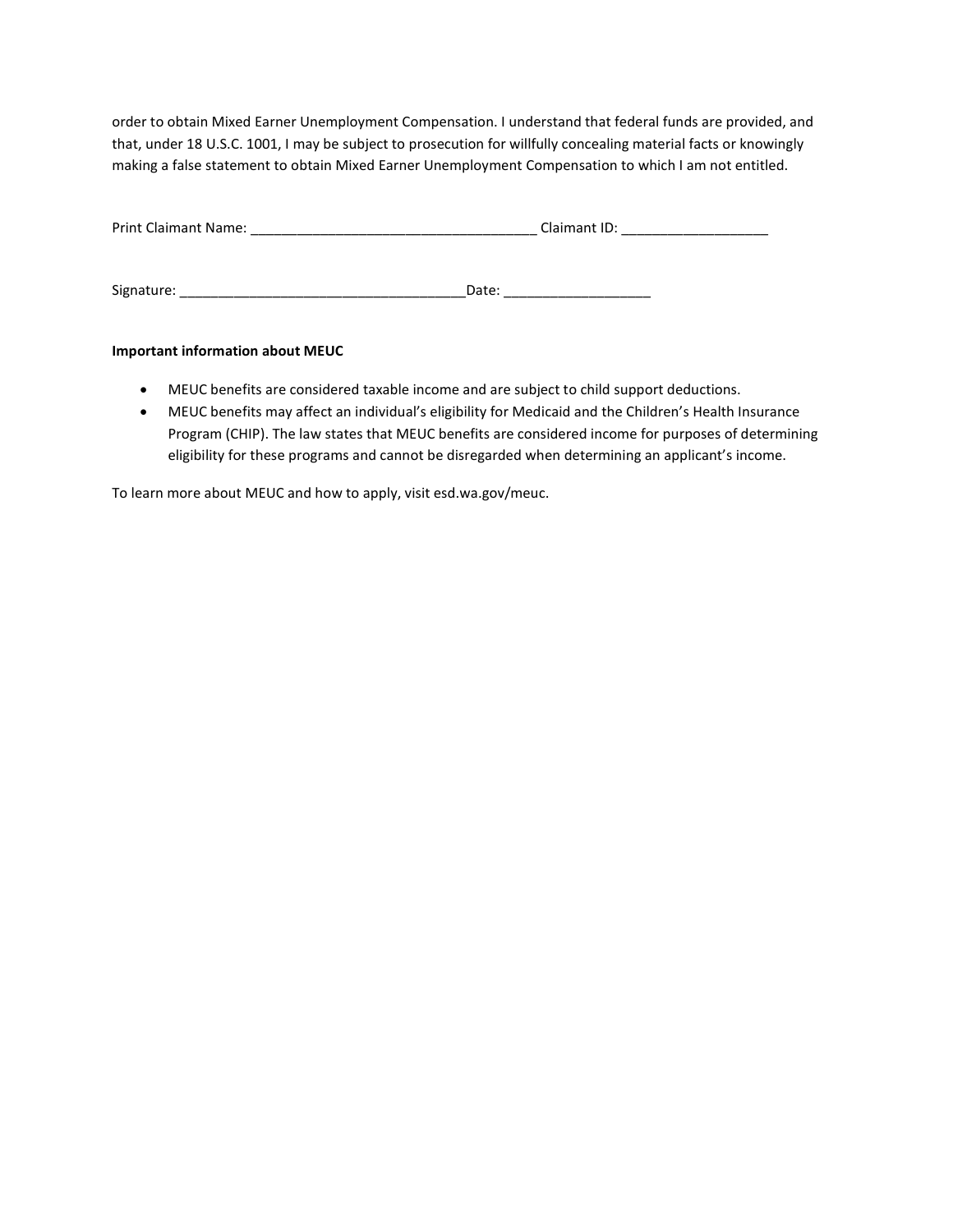order to obtain Mixed Earner Unemployment Compensation. I understand that federal funds are provided, and that, under 18 U.S.C. 1001, I may be subject to prosecution for willfully concealing material facts or knowingly making a false statement to obtain Mixed Earner Unemployment Compensation to which I am not entitled.

Print Claimant Name: ____________________________________ Claimant ID: __________________

Signature: ____________________________________Date: __________________

**Important information about MEUC**

- MEUC benefits are considered taxable income and are subject to child support deductions.
- MEUC benefits may affect an individual's eligibility for Medicaid and the Children's Health Insurance Program (CHIP). The law states that MEUC benefits are considered income for purposes of determining eligibility for these programs and cannot be disregarded when determining an applicant's income.

To learn more about MEUC and how to apply, visit esd.wa.gov/meuc.